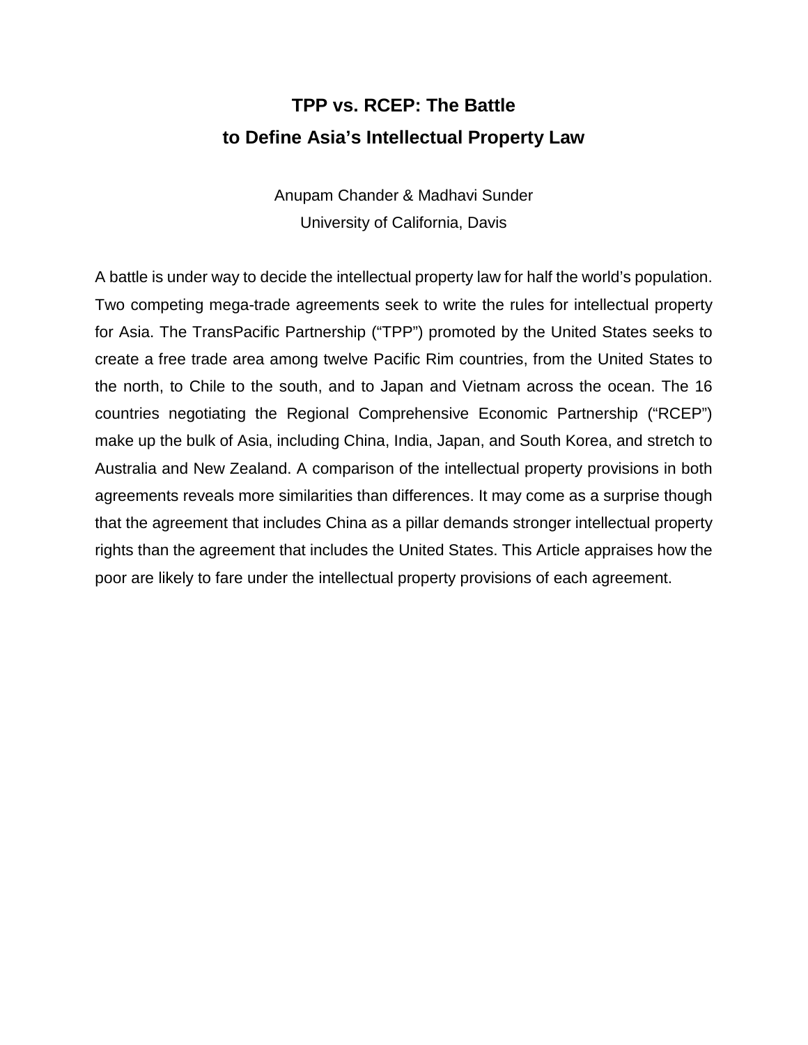# TPP vs. RCEP: The Battle to Define Asia's Intellectual Property Law

Anupam Chander & Madhavi Sunder
University of California, Davis

A battle is under way to decide the intellectual property law for half the world's population. Two competing mega-trade agreements seek to write the rules for intellectual property for Asia. The TransPacific Partnership ("TPP") promoted by the United States seeks to create a free trade area among twelve Pacific Rim countries, from the United States to the north, to Chile to the south, and to Japan and Vietnam across the ocean. The 16 countries negotiating the Regional Comprehensive Economic Partnership ("RCEP") make up the bulk of Asia, including China, India, Japan, and South Korea, and stretch to Australia and New Zealand. A comparison of the intellectual property provisions in both agreements reveals more similarities than differences. It may come as a surprise though that the agreement that includes China as a pillar demands stronger intellectual property rights than the agreement that includes the United States. This Article appraises how the poor are likely to fare under the intellectual property provisions of each agreement.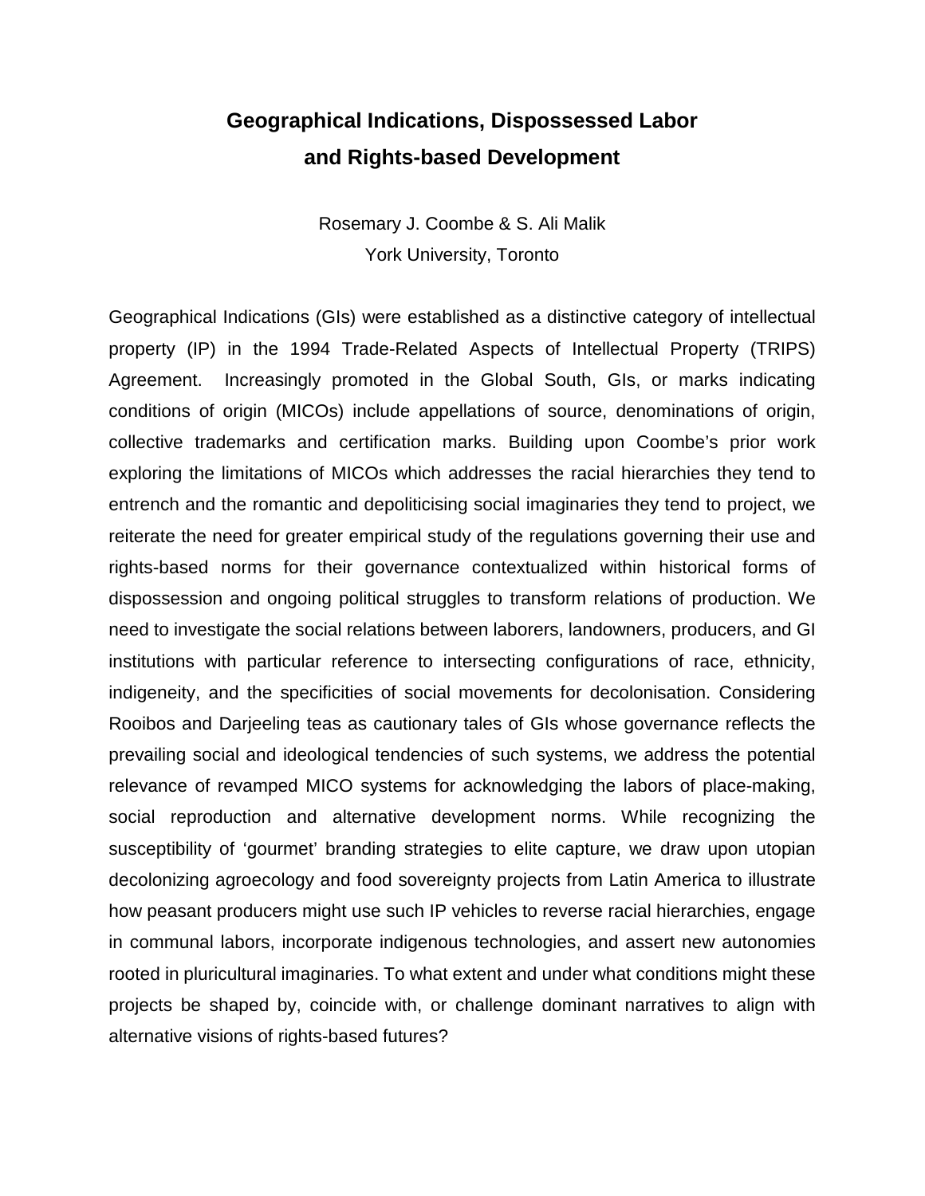# Geographical Indications, Dispossessed Labor and Rights-based Development

Rosemary J. Coombe & S. Ali Malik
York University, Toronto

Geographical Indications (GIs) were established as a distinctive category of intellectual property (IP) in the 1994 Trade-Related Aspects of Intellectual Property (TRIPS) Agreement. Increasingly promoted in the Global South, GIs, or marks indicating conditions of origin (MICOs) include appellations of source, denominations of origin, collective trademarks and certification marks. Building upon Coombe's prior work exploring the limitations of MICOs which addresses the racial hierarchies they tend to entrench and the romantic and depoliticising social imaginaries they tend to project, we reiterate the need for greater empirical study of the regulations governing their use and rights-based norms for their governance contextualized within historical forms of dispossession and ongoing political struggles to transform relations of production. We need to investigate the social relations between laborers, landowners, producers, and GI institutions with particular reference to intersecting configurations of race, ethnicity, indigeneity, and the specificities of social movements for decolonisation. Considering Rooibos and Darjeeling teas as cautionary tales of GIs whose governance reflects the prevailing social and ideological tendencies of such systems, we address the potential relevance of revamped MICO systems for acknowledging the labors of place-making, social reproduction and alternative development norms. While recognizing the susceptibility of 'gourmet' branding strategies to elite capture, we draw upon utopian decolonizing agroecology and food sovereignty projects from Latin America to illustrate how peasant producers might use such IP vehicles to reverse racial hierarchies, engage in communal labors, incorporate indigenous technologies, and assert new autonomies rooted in pluricultural imaginaries. To what extent and under what conditions might these projects be shaped by, coincide with, or challenge dominant narratives to align with alternative visions of rights-based futures?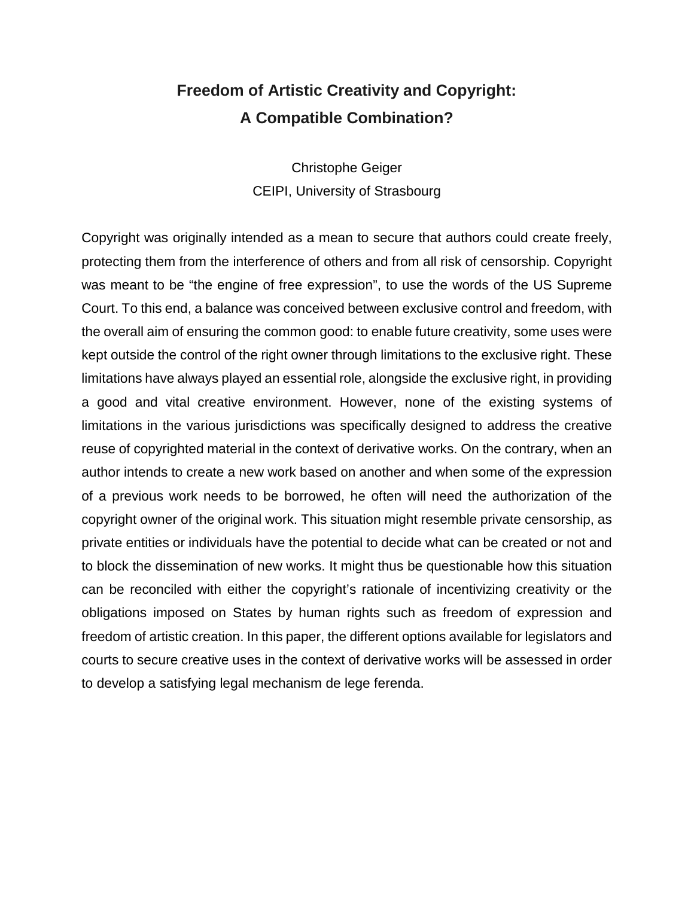# Freedom of Artistic Creativity and Copyright: A Compatible Combination?

Christophe Geiger
CEIPI, University of Strasbourg

Copyright was originally intended as a mean to secure that authors could create freely, protecting them from the interference of others and from all risk of censorship. Copyright was meant to be "the engine of free expression", to use the words of the US Supreme Court. To this end, a balance was conceived between exclusive control and freedom, with the overall aim of ensuring the common good: to enable future creativity, some uses were kept outside the control of the right owner through limitations to the exclusive right. These limitations have always played an essential role, alongside the exclusive right, in providing a good and vital creative environment. However, none of the existing systems of limitations in the various jurisdictions was specifically designed to address the creative reuse of copyrighted material in the context of derivative works. On the contrary, when an author intends to create a new work based on another and when some of the expression of a previous work needs to be borrowed, he often will need the authorization of the copyright owner of the original work. This situation might resemble private censorship, as private entities or individuals have the potential to decide what can be created or not and to block the dissemination of new works. It might thus be questionable how this situation can be reconciled with either the copyright's rationale of incentivizing creativity or the obligations imposed on States by human rights such as freedom of expression and freedom of artistic creation. In this paper, the different options available for legislators and courts to secure creative uses in the context of derivative works will be assessed in order to develop a satisfying legal mechanism de lege ferenda.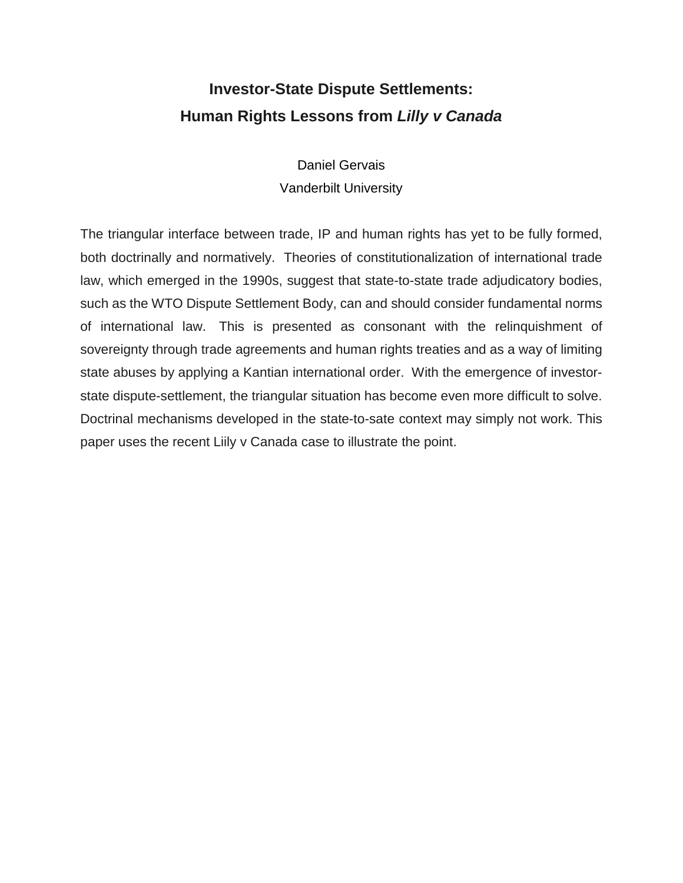# Investor-State Dispute Settlements:
# Human Rights Lessons from *Lilly v Canada*

Daniel Gervais
Vanderbilt University

The triangular interface between trade, IP and human rights has yet to be fully formed, both doctrinally and normatively. Theories of constitutionalization of international trade law, which emerged in the 1990s, suggest that state-to-state trade adjudicatory bodies, such as the WTO Dispute Settlement Body, can and should consider fundamental norms of international law. This is presented as consonant with the relinquishment of sovereignty through trade agreements and human rights treaties and as a way of limiting state abuses by applying a Kantian international order. With the emergence of investor-state dispute-settlement, the triangular situation has become even more difficult to solve. Doctrinal mechanisms developed in the state-to-sate context may simply not work. This paper uses the recent Liily v Canada case to illustrate the point.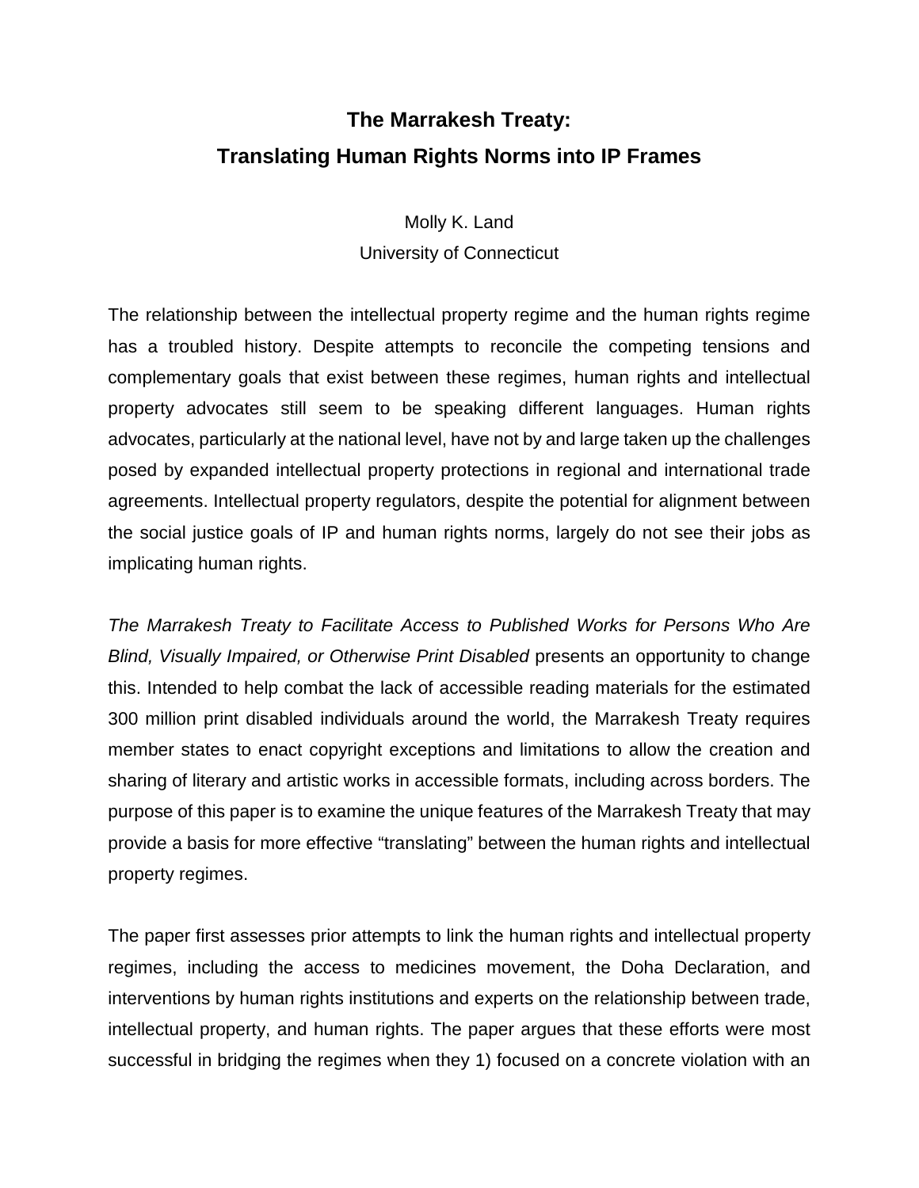# The Marrakesh Treaty:
# Translating Human Rights Norms into IP Frames

Molly K. Land
University of Connecticut

The relationship between the intellectual property regime and the human rights regime has a troubled history. Despite attempts to reconcile the competing tensions and complementary goals that exist between these regimes, human rights and intellectual property advocates still seem to be speaking different languages. Human rights advocates, particularly at the national level, have not by and large taken up the challenges posed by expanded intellectual property protections in regional and international trade agreements. Intellectual property regulators, despite the potential for alignment between the social justice goals of IP and human rights norms, largely do not see their jobs as implicating human rights.

*The Marrakesh Treaty to Facilitate Access to Published Works for Persons Who Are Blind, Visually Impaired, or Otherwise Print Disabled* presents an opportunity to change this. Intended to help combat the lack of accessible reading materials for the estimated 300 million print disabled individuals around the world, the Marrakesh Treaty requires member states to enact copyright exceptions and limitations to allow the creation and sharing of literary and artistic works in accessible formats, including across borders. The purpose of this paper is to examine the unique features of the Marrakesh Treaty that may provide a basis for more effective "translating" between the human rights and intellectual property regimes.

The paper first assesses prior attempts to link the human rights and intellectual property regimes, including the access to medicines movement, the Doha Declaration, and interventions by human rights institutions and experts on the relationship between trade, intellectual property, and human rights. The paper argues that these efforts were most successful in bridging the regimes when they 1) focused on a concrete violation with an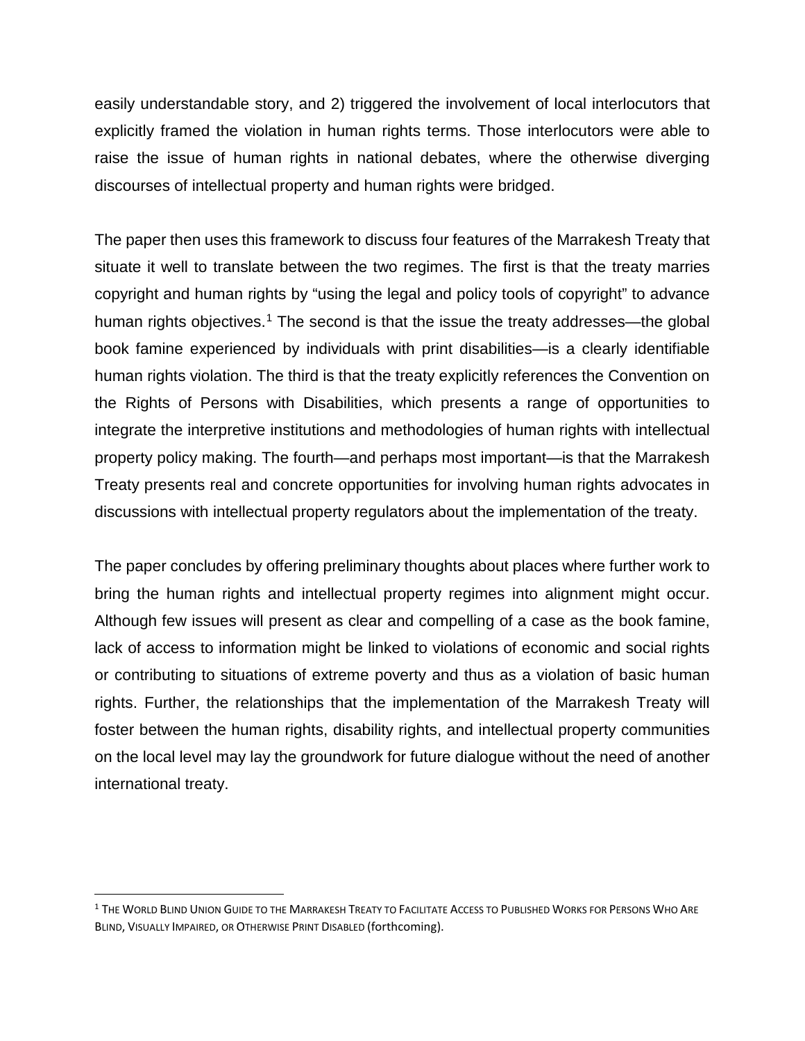easily understandable story, and 2) triggered the involvement of local interlocutors that explicitly framed the violation in human rights terms. Those interlocutors were able to raise the issue of human rights in national debates, where the otherwise diverging discourses of intellectual property and human rights were bridged.

The paper then uses this framework to discuss four features of the Marrakesh Treaty that situate it well to translate between the two regimes. The first is that the treaty marries copyright and human rights by "using the legal and policy tools of copyright" to advance human rights objectives.[1] The second is that the issue the treaty addresses—the global book famine experienced by individuals with print disabilities—is a clearly identifiable human rights violation. The third is that the treaty explicitly references the Convention on the Rights of Persons with Disabilities, which presents a range of opportunities to integrate the interpretive institutions and methodologies of human rights with intellectual property policy making. The fourth—and perhaps most important—is that the Marrakesh Treaty presents real and concrete opportunities for involving human rights advocates in discussions with intellectual property regulators about the implementation of the treaty.

The paper concludes by offering preliminary thoughts about places where further work to bring the human rights and intellectual property regimes into alignment might occur. Although few issues will present as clear and compelling of a case as the book famine, lack of access to information might be linked to violations of economic and social rights or contributing to situations of extreme poverty and thus as a violation of basic human rights. Further, the relationships that the implementation of the Marrakesh Treaty will foster between the human rights, disability rights, and intellectual property communities on the local level may lay the groundwork for future dialogue without the need of another international treaty.

---

[1] THE WORLD BLIND UNION GUIDE TO THE MARRAKESH TREATY TO FACILITATE ACCESS TO PUBLISHED WORKS FOR PERSONS WHO ARE BLIND, VISUALLY IMPAIRED, OR OTHERWISE PRINT DISABLED (forthcoming).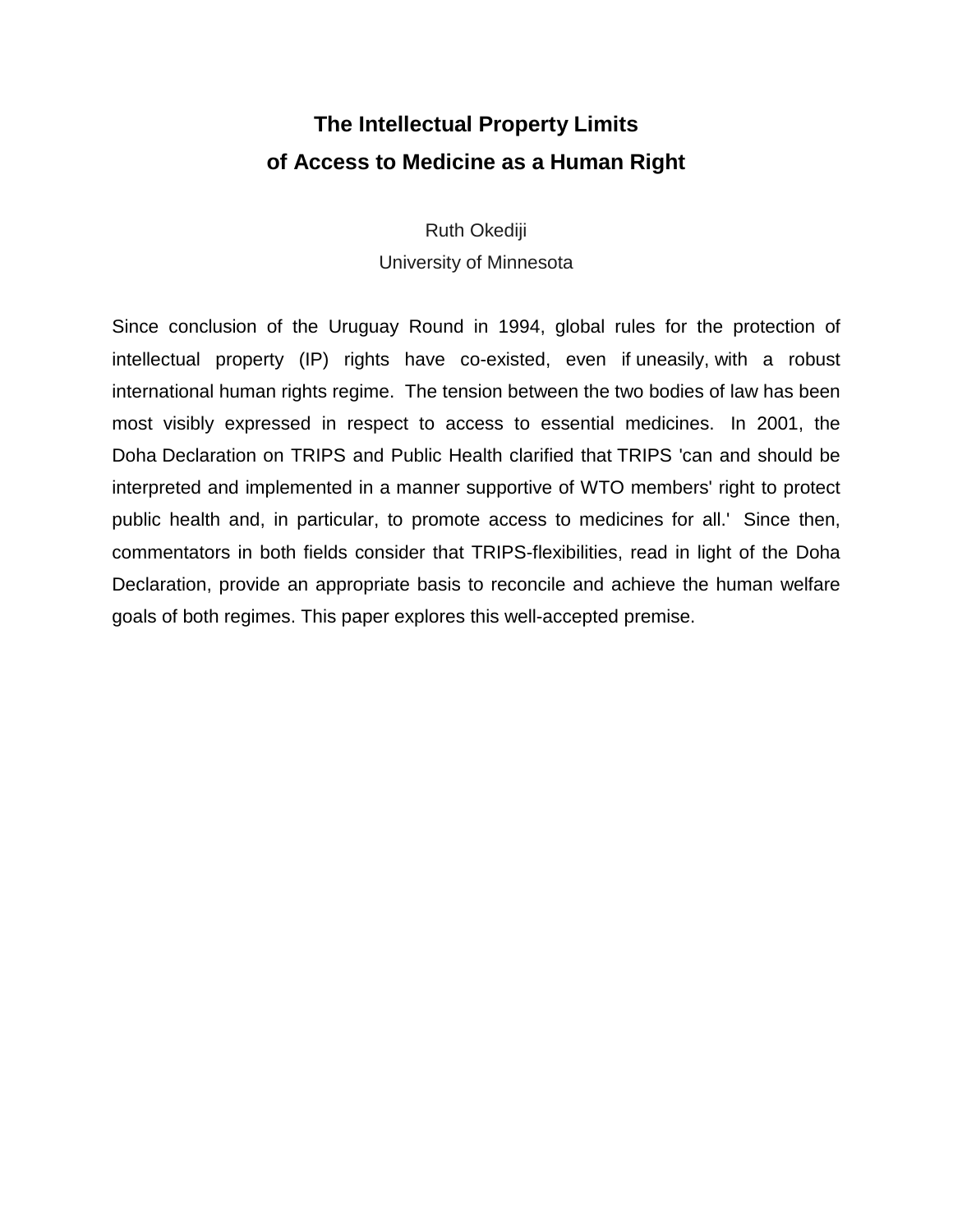# The Intellectual Property Limits of Access to Medicine as a Human Right

Ruth Okediji

University of Minnesota

Since conclusion of the Uruguay Round in 1994, global rules for the protection of intellectual property (IP) rights have co-existed, even if uneasily, with a robust international human rights regime. The tension between the two bodies of law has been most visibly expressed in respect to access to essential medicines. In 2001, the Doha Declaration on TRIPS and Public Health clarified that TRIPS 'can and should be interpreted and implemented in a manner supportive of WTO members' right to protect public health and, in particular, to promote access to medicines for all.' Since then, commentators in both fields consider that TRIPS-flexibilities, read in light of the Doha Declaration, provide an appropriate basis to reconcile and achieve the human welfare goals of both regimes. This paper explores this well-accepted premise.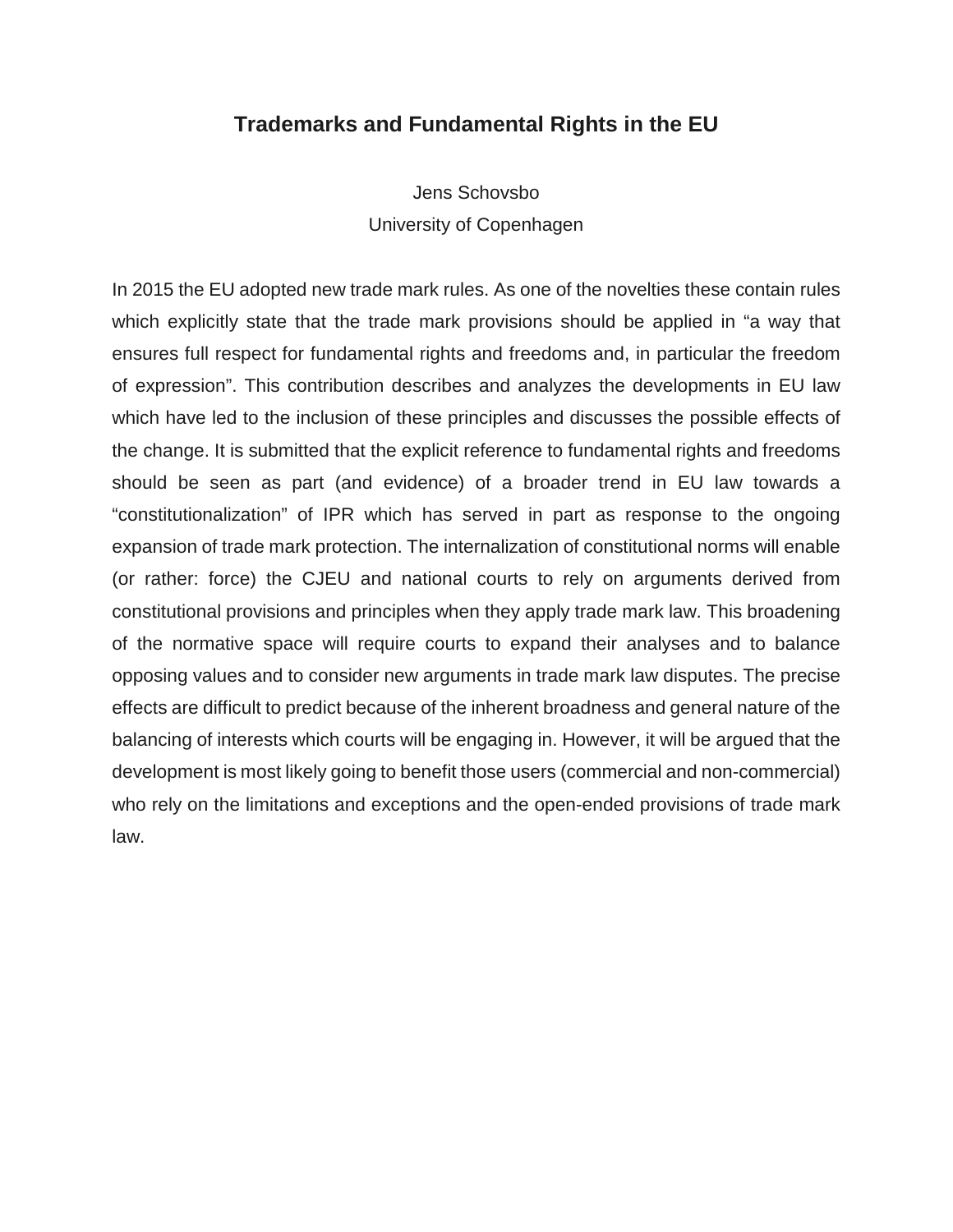# Trademarks and Fundamental Rights in the EU

Jens Schovsbo
University of Copenhagen

In 2015 the EU adopted new trade mark rules. As one of the novelties these contain rules which explicitly state that the trade mark provisions should be applied in “a way that ensures full respect for fundamental rights and freedoms and, in particular the freedom of expression”. This contribution describes and analyzes the developments in EU law which have led to the inclusion of these principles and discusses the possible effects of the change. It is submitted that the explicit reference to fundamental rights and freedoms should be seen as part (and evidence) of a broader trend in EU law towards a “constitutionalization” of IPR which has served in part as response to the ongoing expansion of trade mark protection. The internalization of constitutional norms will enable (or rather: force) the CJEU and national courts to rely on arguments derived from constitutional provisions and principles when they apply trade mark law. This broadening of the normative space will require courts to expand their analyses and to balance opposing values and to consider new arguments in trade mark law disputes. The precise effects are difficult to predict because of the inherent broadness and general nature of the balancing of interests which courts will be engaging in. However, it will be argued that the development is most likely going to benefit those users (commercial and non-commercial) who rely on the limitations and exceptions and the open-ended provisions of trade mark law.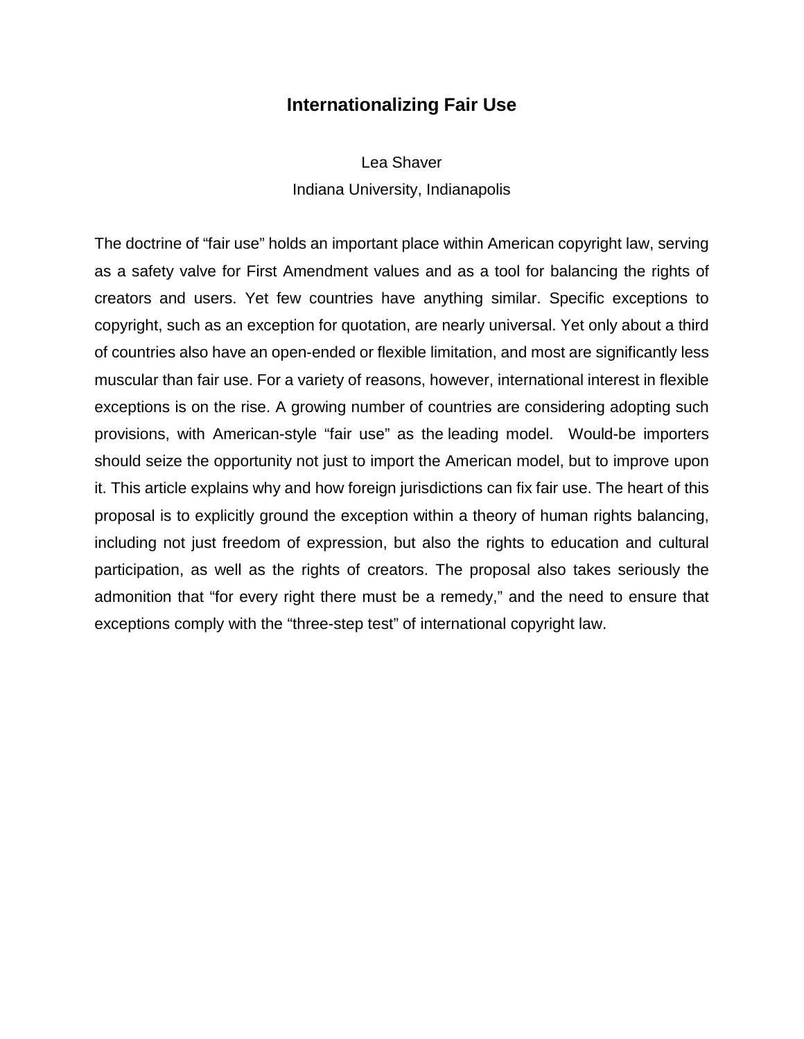# Internationalizing Fair Use

Lea Shaver
Indiana University, Indianapolis

The doctrine of "fair use" holds an important place within American copyright law, serving as a safety valve for First Amendment values and as a tool for balancing the rights of creators and users. Yet few countries have anything similar. Specific exceptions to copyright, such as an exception for quotation, are nearly universal. Yet only about a third of countries also have an open-ended or flexible limitation, and most are significantly less muscular than fair use. For a variety of reasons, however, international interest in flexible exceptions is on the rise. A growing number of countries are considering adopting such provisions, with American-style "fair use" as the leading model. Would-be importers should seize the opportunity not just to import the American model, but to improve upon it. This article explains why and how foreign jurisdictions can fix fair use. The heart of this proposal is to explicitly ground the exception within a theory of human rights balancing, including not just freedom of expression, but also the rights to education and cultural participation, as well as the rights of creators. The proposal also takes seriously the admonition that "for every right there must be a remedy," and the need to ensure that exceptions comply with the "three-step test" of international copyright law.